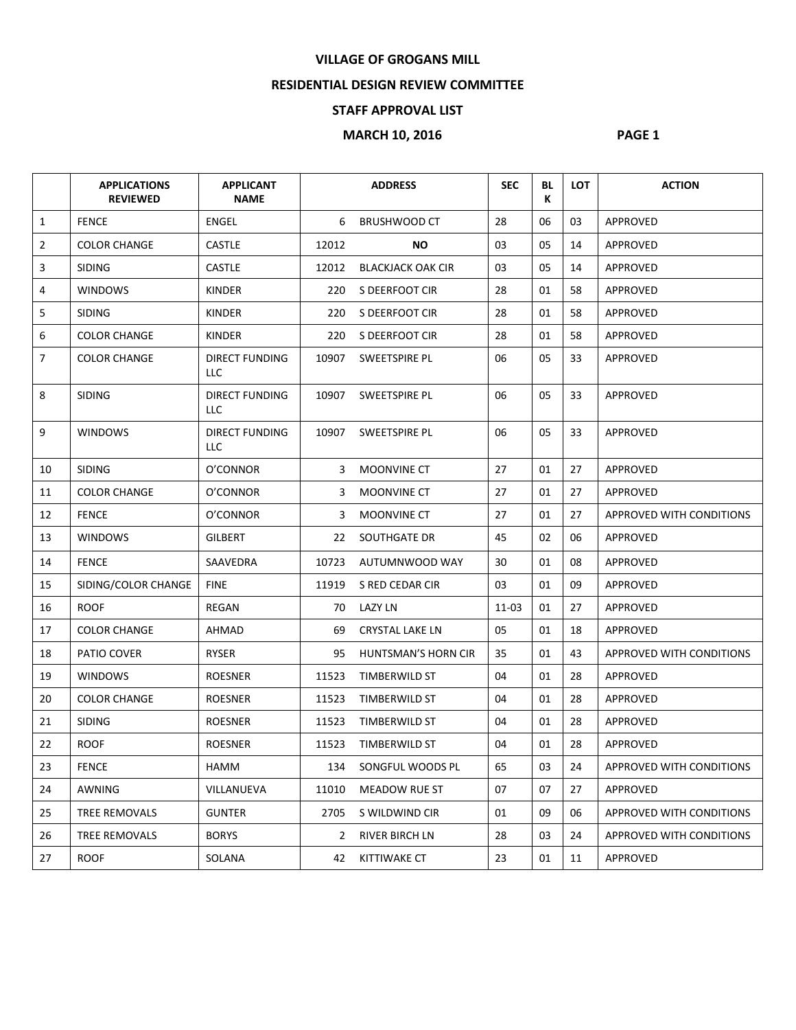# VILLAGE OF GROGANS MILL

## RESIDENTIAL DESIGN REVIEW COMMITTEE

## STAFF APPROVAL LIST

## MARCH 10, 2016

| | APPLICATIONS REVIEWED | APPLICANT NAME | ADDRESS | | SEC | BLK | LOT | ACTION |
|---|---|---|---|---|---|---|---|---|
| 1 | FENCE | ENGEL | 6 | BRUSHWOOD CT | 28 | 06 | 03 | APPROVED |
| 2 | COLOR CHANGE | CASTLE | 12012 | **NO** | 03 | 05 | 14 | APPROVED |
| 3 | SIDING | CASTLE | 12012 | BLACKJACK OAK CIR | 03 | 05 | 14 | APPROVED |
| 4 | WINDOWS | KINDER | 220 | S DEERFOOT CIR | 28 | 01 | 58 | APPROVED |
| 5 | SIDING | KINDER | 220 | S DEERFOOT CIR | 28 | 01 | 58 | APPROVED |
| 6 | COLOR CHANGE | KINDER | 220 | S DEERFOOT CIR | 28 | 01 | 58 | APPROVED |
| 7 | COLOR CHANGE | DIRECT FUNDING LLC | 10907 | SWEETSPIRE PL | 06 | 05 | 33 | APPROVED |
| 8 | SIDING | DIRECT FUNDING LLC | 10907 | SWEETSPIRE PL | 06 | 05 | 33 | APPROVED |
| 9 | WINDOWS | DIRECT FUNDING LLC | 10907 | SWEETSPIRE PL | 06 | 05 | 33 | APPROVED |
| 10 | SIDING | O'CONNOR | 3 | MOONVINE CT | 27 | 01 | 27 | APPROVED |
| 11 | COLOR CHANGE | O'CONNOR | 3 | MOONVINE CT | 27 | 01 | 27 | APPROVED |
| 12 | FENCE | O'CONNOR | 3 | MOONVINE CT | 27 | 01 | 27 | APPROVED WITH CONDITIONS |
| 13 | WINDOWS | GILBERT | 22 | SOUTHGATE DR | 45 | 02 | 06 | APPROVED |
| 14 | FENCE | SAAVEDRA | 10723 | AUTUMNWOOD WAY | 30 | 01 | 08 | APPROVED |
| 15 | SIDING/COLOR CHANGE | FINE | 11919 | S RED CEDAR CIR | 03 | 01 | 09 | APPROVED |
| 16 | ROOF | REGAN | 70 | LAZY LN | 11-03 | 01 | 27 | APPROVED |
| 17 | COLOR CHANGE | AHMAD | 69 | CRYSTAL LAKE LN | 05 | 01 | 18 | APPROVED |
| 18 | PATIO COVER | RYSER | 95 | HUNTSMAN'S HORN CIR | 35 | 01 | 43 | APPROVED WITH CONDITIONS |
| 19 | WINDOWS | ROESNER | 11523 | TIMBERWILD ST | 04 | 01 | 28 | APPROVED |
| 20 | COLOR CHANGE | ROESNER | 11523 | TIMBERWILD ST | 04 | 01 | 28 | APPROVED |
| 21 | SIDING | ROESNER | 11523 | TIMBERWILD ST | 04 | 01 | 28 | APPROVED |
| 22 | ROOF | ROESNER | 11523 | TIMBERWILD ST | 04 | 01 | 28 | APPROVED |
| 23 | FENCE | HAMM | 134 | SONGFUL WOODS PL | 65 | 03 | 24 | APPROVED WITH CONDITIONS |
| 24 | AWNING | VILLANUEVA | 11010 | MEADOW RUE ST | 07 | 07 | 27 | APPROVED |
| 25 | TREE REMOVALS | GUNTER | 2705 | S WILDWIND CIR | 01 | 09 | 06 | APPROVED WITH CONDITIONS |
| 26 | TREE REMOVALS | BORYS | 2 | RIVER BIRCH LN | 28 | 03 | 24 | APPROVED WITH CONDITIONS |
| 27 | ROOF | SOLANA | 42 | KITTIWAKE CT | 23 | 01 | 11 | APPROVED |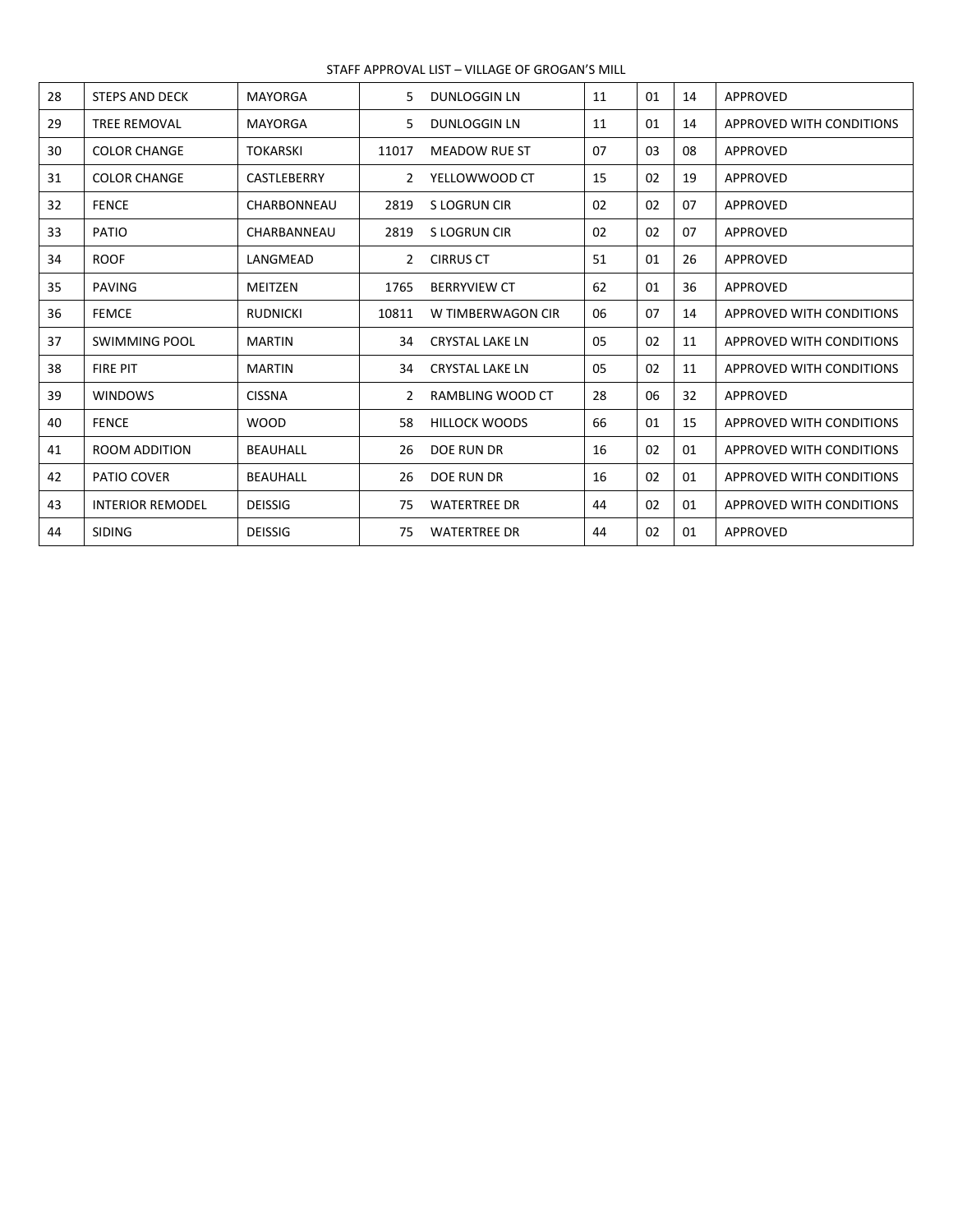STAFF APPROVAL LIST – VILLAGE OF GROGAN'S MILL

| | | | | | | | | |
|---|---|---|---|---|---|---|---|---|
| 28 | STEPS AND DECK | MAYORGA | 5 | DUNLOGGIN LN | 11 | 01 | 14 | APPROVED |
| 29 | TREE REMOVAL | MAYORGA | 5 | DUNLOGGIN LN | 11 | 01 | 14 | APPROVED WITH CONDITIONS |
| 30 | COLOR CHANGE | TOKARSKI | 11017 | MEADOW RUE ST | 07 | 03 | 08 | APPROVED |
| 31 | COLOR CHANGE | CASTLEBERRY | 2 | YELLOWWOOD CT | 15 | 02 | 19 | APPROVED |
| 32 | FENCE | CHARBONNEAU | 2819 | S LOGRUN CIR | 02 | 02 | 07 | APPROVED |
| 33 | PATIO | CHARBANNEAU | 2819 | S LOGRUN CIR | 02 | 02 | 07 | APPROVED |
| 34 | ROOF | LANGMEAD | 2 | CIRRUS CT | 51 | 01 | 26 | APPROVED |
| 35 | PAVING | MEITZEN | 1765 | BERRYVIEW CT | 62 | 01 | 36 | APPROVED |
| 36 | FEMCE | RUDNICKI | 10811 | W TIMBERWAGON CIR | 06 | 07 | 14 | APPROVED WITH CONDITIONS |
| 37 | SWIMMING POOL | MARTIN | 34 | CRYSTAL LAKE LN | 05 | 02 | 11 | APPROVED WITH CONDITIONS |
| 38 | FIRE PIT | MARTIN | 34 | CRYSTAL LAKE LN | 05 | 02 | 11 | APPROVED WITH CONDITIONS |
| 39 | WINDOWS | CISSNA | 2 | RAMBLING WOOD CT | 28 | 06 | 32 | APPROVED |
| 40 | FENCE | WOOD | 58 | HILLOCK WOODS | 66 | 01 | 15 | APPROVED WITH CONDITIONS |
| 41 | ROOM ADDITION | BEAUHALL | 26 | DOE RUN DR | 16 | 02 | 01 | APPROVED WITH CONDITIONS |
| 42 | PATIO COVER | BEAUHALL | 26 | DOE RUN DR | 16 | 02 | 01 | APPROVED WITH CONDITIONS |
| 43 | INTERIOR REMODEL | DEISSIG | 75 | WATERTREE DR | 44 | 02 | 01 | APPROVED WITH CONDITIONS |
| 44 | SIDING | DEISSIG | 75 | WATERTREE DR | 44 | 02 | 01 | APPROVED |